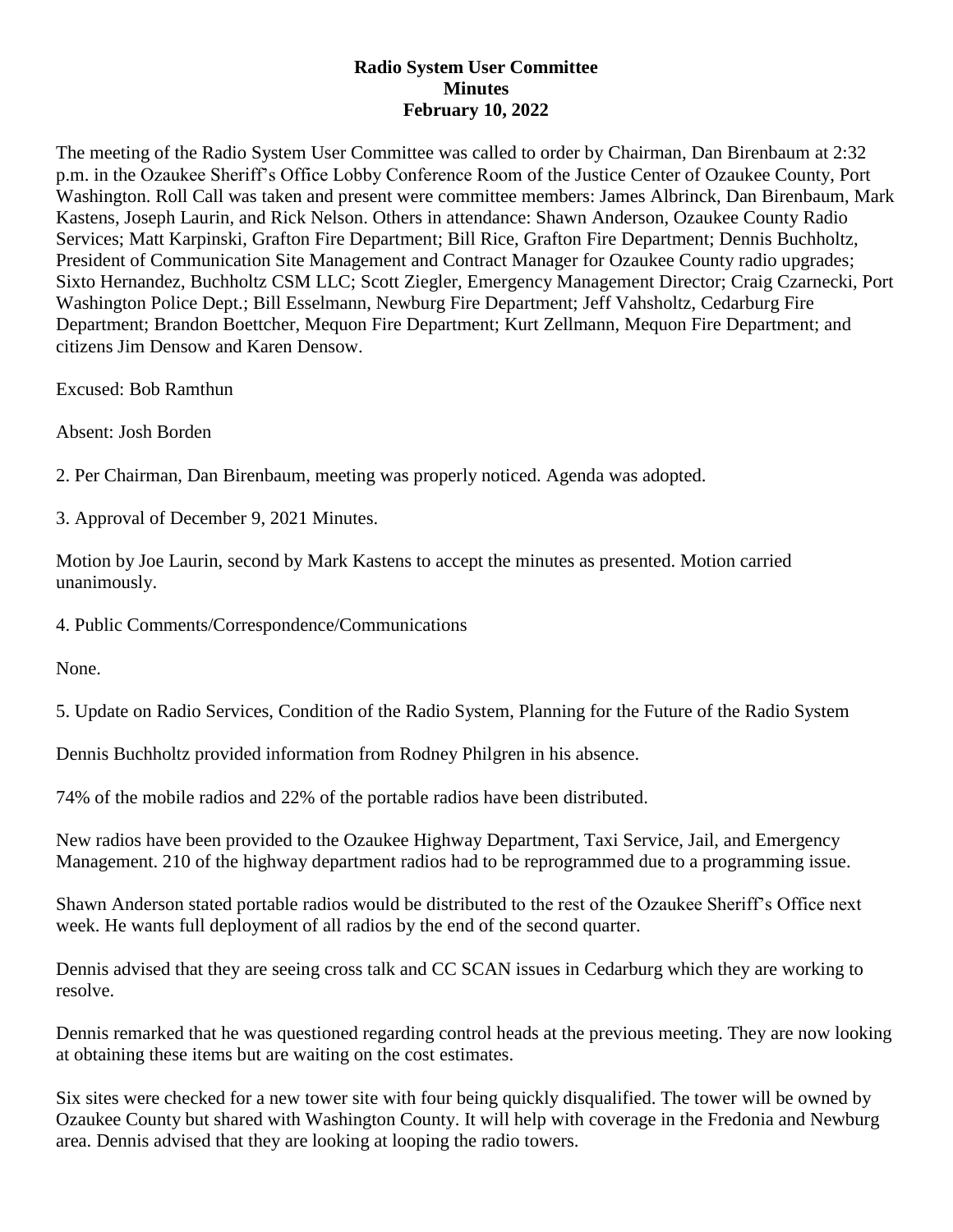**Radio System User Committee**
**Minutes**
**February 10, 2022**

The meeting of the Radio System User Committee was called to order by Chairman, Dan Birenbaum at 2:32 p.m. in the Ozaukee Sheriff's Office Lobby Conference Room of the Justice Center of Ozaukee County, Port Washington. Roll Call was taken and present were committee members: James Albrinck, Dan Birenbaum, Mark Kastens, Joseph Laurin, and Rick Nelson. Others in attendance: Shawn Anderson, Ozaukee County Radio Services; Matt Karpinski, Grafton Fire Department; Bill Rice, Grafton Fire Department; Dennis Buchholtz, President of Communication Site Management and Contract Manager for Ozaukee County radio upgrades; Sixto Hernandez, Buchholtz CSM LLC; Scott Ziegler, Emergency Management Director; Craig Czarnecki, Port Washington Police Dept.; Bill Esselmann, Newburg Fire Department; Jeff Vahsholtz, Cedarburg Fire Department; Brandon Boettcher, Mequon Fire Department; Kurt Zellmann, Mequon Fire Department; and citizens Jim Densow and Karen Densow.

Excused: Bob Ramthun

Absent: Josh Borden

2. Per Chairman, Dan Birenbaum, meeting was properly noticed. Agenda was adopted.

3. Approval of December 9, 2021 Minutes.

Motion by Joe Laurin, second by Mark Kastens to accept the minutes as presented. Motion carried unanimously.

4. Public Comments/Correspondence/Communications

None.

5. Update on Radio Services, Condition of the Radio System, Planning for the Future of the Radio System

Dennis Buchholtz provided information from Rodney Philgren in his absence.

74% of the mobile radios and 22% of the portable radios have been distributed.

New radios have been provided to the Ozaukee Highway Department, Taxi Service, Jail, and Emergency Management. 210 of the highway department radios had to be reprogrammed due to a programming issue.

Shawn Anderson stated portable radios would be distributed to the rest of the Ozaukee Sheriff's Office next week. He wants full deployment of all radios by the end of the second quarter.

Dennis advised that they are seeing cross talk and CC SCAN issues in Cedarburg which they are working to resolve.

Dennis remarked that he was questioned regarding control heads at the previous meeting. They are now looking at obtaining these items but are waiting on the cost estimates.

Six sites were checked for a new tower site with four being quickly disqualified. The tower will be owned by Ozaukee County but shared with Washington County. It will help with coverage in the Fredonia and Newburg area. Dennis advised that they are looking at looping the radio towers.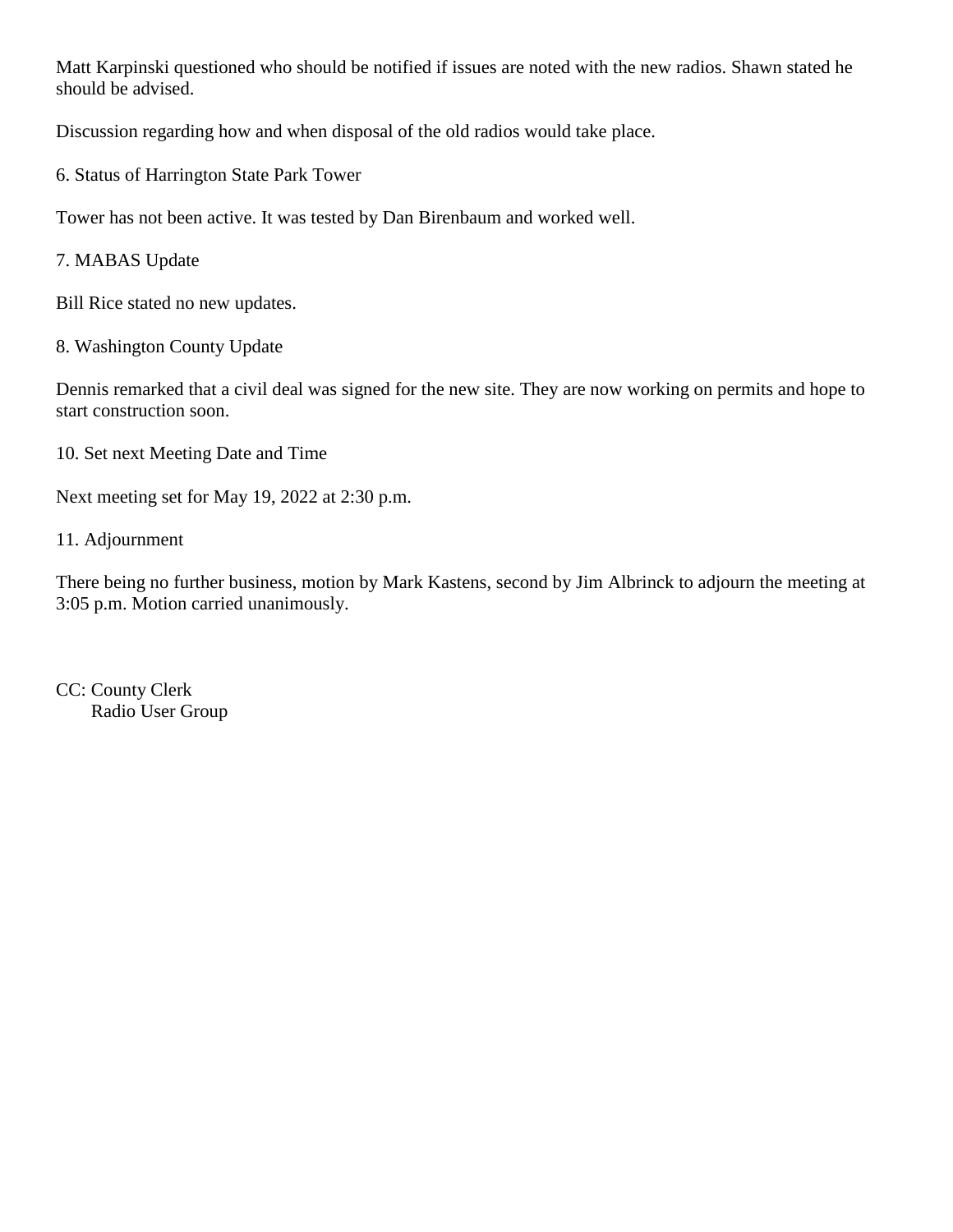Matt Karpinski questioned who should be notified if issues are noted with the new radios. Shawn stated he should be advised.

Discussion regarding how and when disposal of the old radios would take place.

6. Status of Harrington State Park Tower

Tower has not been active. It was tested by Dan Birenbaum and worked well.

7. MABAS Update

Bill Rice stated no new updates.

8. Washington County Update

Dennis remarked that a civil deal was signed for the new site. They are now working on permits and hope to start construction soon.

10. Set next Meeting Date and Time

Next meeting set for May 19, 2022 at 2:30 p.m.

11. Adjournment

There being no further business, motion by Mark Kastens, second by Jim Albrinck to adjourn the meeting at 3:05 p.m. Motion carried unanimously.

CC: County Clerk
Radio User Group